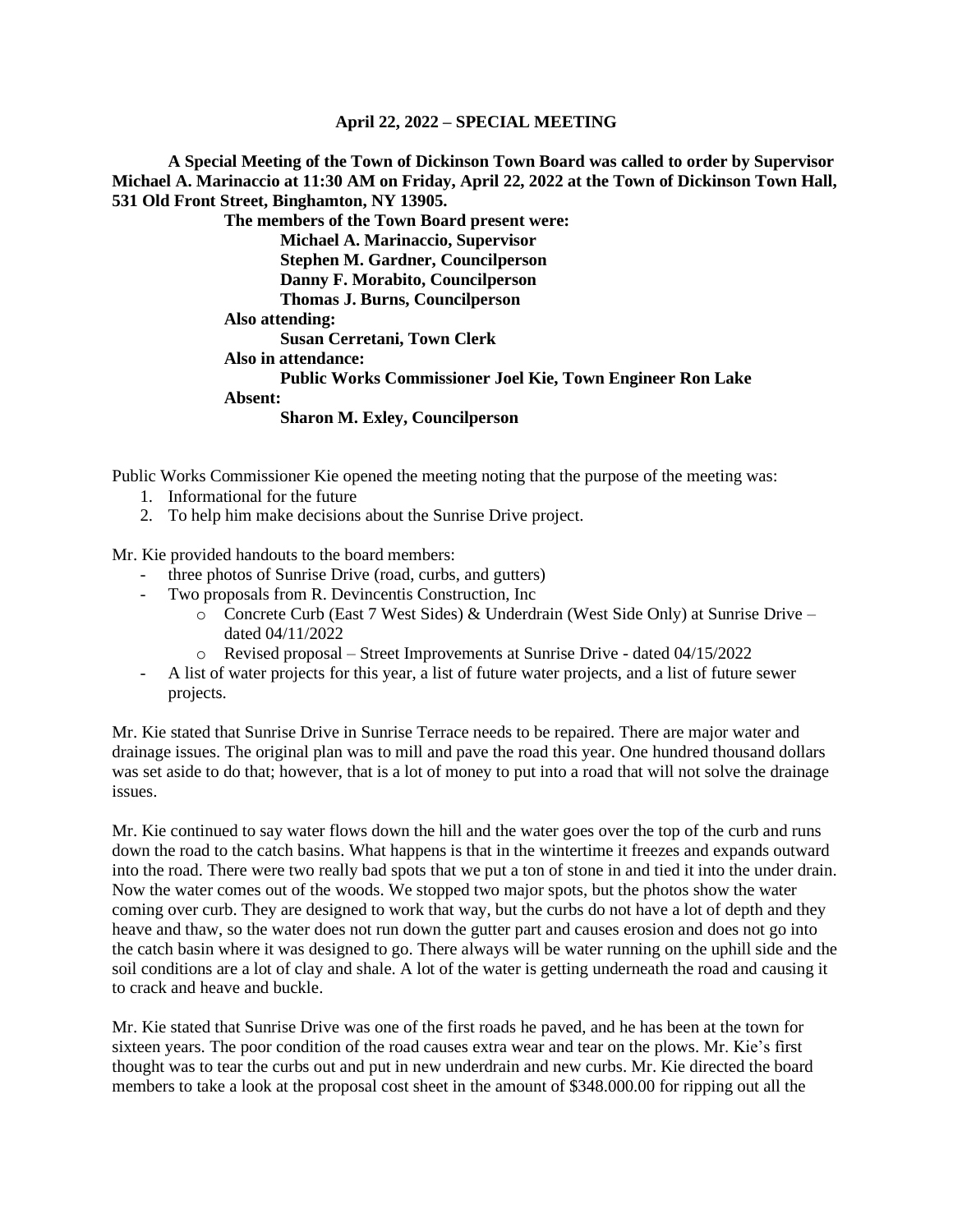**April 22, 2022 – SPECIAL MEETING**

**A Special Meeting of the Town of Dickinson Town Board was called to order by Supervisor Michael A. Marinaccio at 11:30 AM on Friday, April 22, 2022 at the Town of Dickinson Town Hall, 531 Old Front Street, Binghamton, NY 13905.**

**The members of the Town Board present were:**
**Michael A. Marinaccio, Supervisor**
**Stephen M. Gardner, Councilperson**
**Danny F. Morabito, Councilperson**
**Thomas J. Burns, Councilperson**
**Also attending:**
**Susan Cerretani, Town Clerk**
**Also in attendance:**
**Public Works Commissioner Joel Kie, Town Engineer Ron Lake**
**Absent:**
**Sharon M. Exley, Councilperson**

Public Works Commissioner Kie opened the meeting noting that the purpose of the meeting was:

1. Informational for the future
2. To help him make decisions about the Sunrise Drive project.

Mr. Kie provided handouts to the board members:

- three photos of Sunrise Drive (road, curbs, and gutters)
- Two proposals from R. Devincentis Construction, Inc
    - Concrete Curb (East 7 West Sides) & Underdrain (West Side Only) at Sunrise Drive – dated 04/11/2022
    - Revised proposal – Street Improvements at Sunrise Drive - dated 04/15/2022
- A list of water projects for this year, a list of future water projects, and a list of future sewer projects.

Mr. Kie stated that Sunrise Drive in Sunrise Terrace needs to be repaired. There are major water and drainage issues. The original plan was to mill and pave the road this year. One hundred thousand dollars was set aside to do that; however, that is a lot of money to put into a road that will not solve the drainage issues.

Mr. Kie continued to say water flows down the hill and the water goes over the top of the curb and runs down the road to the catch basins. What happens is that in the wintertime it freezes and expands outward into the road. There were two really bad spots that we put a ton of stone in and tied it into the under drain. Now the water comes out of the woods. We stopped two major spots, but the photos show the water coming over curb. They are designed to work that way, but the curbs do not have a lot of depth and they heave and thaw, so the water does not run down the gutter part and causes erosion and does not go into the catch basin where it was designed to go. There always will be water running on the uphill side and the soil conditions are a lot of clay and shale. A lot of the water is getting underneath the road and causing it to crack and heave and buckle.

Mr. Kie stated that Sunrise Drive was one of the first roads he paved, and he has been at the town for sixteen years. The poor condition of the road causes extra wear and tear on the plows. Mr. Kie's first thought was to tear the curbs out and put in new underdrain and new curbs. Mr. Kie directed the board members to take a look at the proposal cost sheet in the amount of $348.000.00 for ripping out all the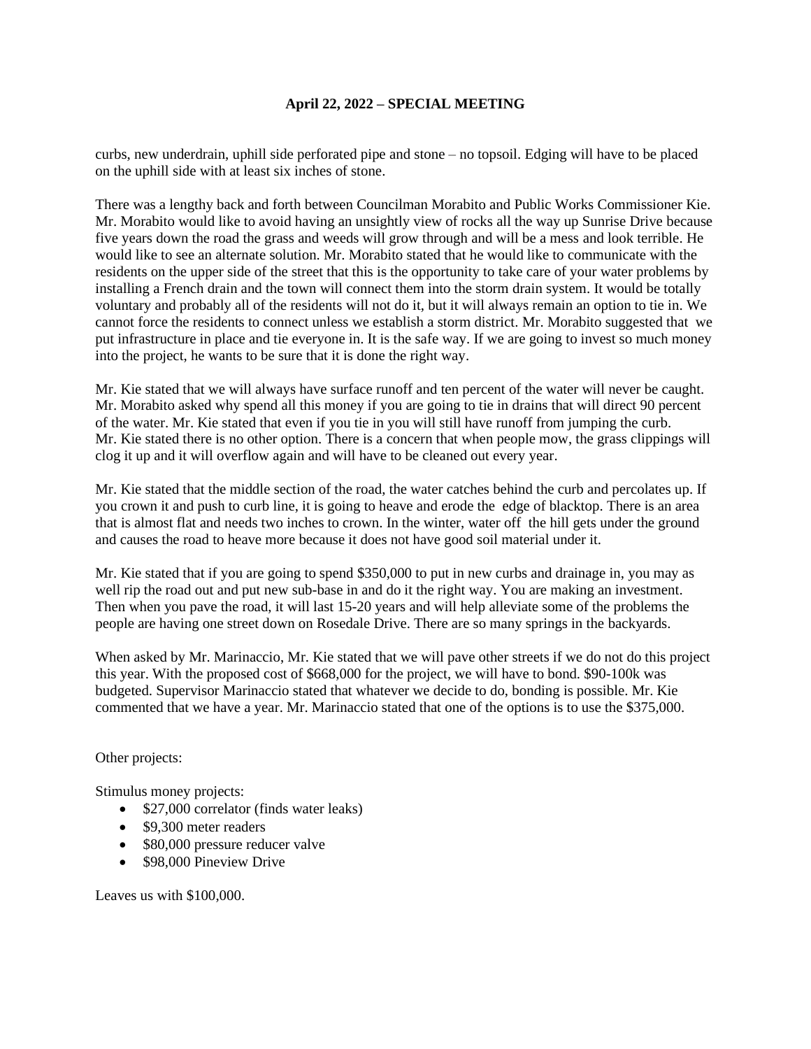**April 22, 2022 – SPECIAL MEETING**

curbs, new underdrain, uphill side perforated pipe and stone – no topsoil. Edging will have to be placed on the uphill side with at least six inches of stone.

There was a lengthy back and forth between Councilman Morabito and Public Works Commissioner Kie. Mr. Morabito would like to avoid having an unsightly view of rocks all the way up Sunrise Drive because five years down the road the grass and weeds will grow through and will be a mess and look terrible. He would like to see an alternate solution. Mr. Morabito stated that he would like to communicate with the residents on the upper side of the street that this is the opportunity to take care of your water problems by installing a French drain and the town will connect them into the storm drain system. It would be totally voluntary and probably all of the residents will not do it, but it will always remain an option to tie in. We cannot force the residents to connect unless we establish a storm district. Mr. Morabito suggested that we put infrastructure in place and tie everyone in. It is the safe way. If we are going to invest so much money into the project, he wants to be sure that it is done the right way.

Mr. Kie stated that we will always have surface runoff and ten percent of the water will never be caught. Mr. Morabito asked why spend all this money if you are going to tie in drains that will direct 90 percent of the water. Mr. Kie stated that even if you tie in you will still have runoff from jumping the curb. Mr. Kie stated there is no other option. There is a concern that when people mow, the grass clippings will clog it up and it will overflow again and will have to be cleaned out every year.

Mr. Kie stated that the middle section of the road, the water catches behind the curb and percolates up. If you crown it and push to curb line, it is going to heave and erode the edge of blacktop. There is an area that is almost flat and needs two inches to crown. In the winter, water off the hill gets under the ground and causes the road to heave more because it does not have good soil material under it.

Mr. Kie stated that if you are going to spend $350,000 to put in new curbs and drainage in, you may as well rip the road out and put new sub-base in and do it the right way. You are making an investment. Then when you pave the road, it will last 15-20 years and will help alleviate some of the problems the people are having one street down on Rosedale Drive. There are so many springs in the backyards.

When asked by Mr. Marinaccio, Mr. Kie stated that we will pave other streets if we do not do this project this year. With the proposed cost of $668,000 for the project, we will have to bond. $90-100k was budgeted. Supervisor Marinaccio stated that whatever we decide to do, bonding is possible. Mr. Kie commented that we have a year. Mr. Marinaccio stated that one of the options is to use the $375,000.

Other projects:

Stimulus money projects:

- $27,000 correlator (finds water leaks)
- $9,300 meter readers
- $80,000 pressure reducer valve
- $98,000 Pineview Drive

Leaves us with $100,000.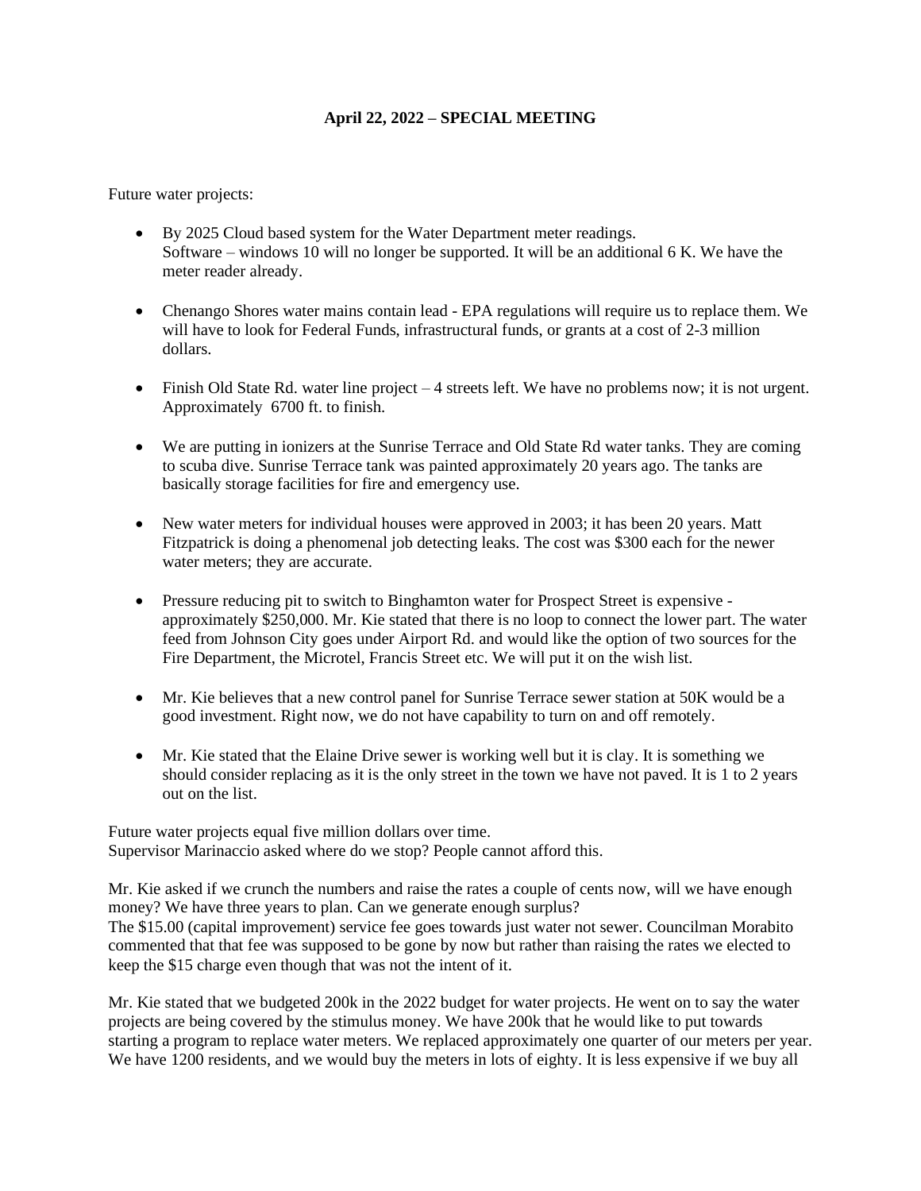**April 22, 2022 – SPECIAL MEETING**

Future water projects:

- By 2025 Cloud based system for the Water Department meter readings.
  Software – windows 10 will no longer be supported. It will be an additional 6 K. We have the meter reader already.

- Chenango Shores water mains contain lead - EPA regulations will require us to replace them. We will have to look for Federal Funds, infrastructural funds, or grants at a cost of 2-3 million dollars.

- Finish Old State Rd. water line project – 4 streets left. We have no problems now; it is not urgent. Approximately 6700 ft. to finish.

- We are putting in ionizers at the Sunrise Terrace and Old State Rd water tanks. They are coming to scuba dive. Sunrise Terrace tank was painted approximately 20 years ago. The tanks are basically storage facilities for fire and emergency use.

- New water meters for individual houses were approved in 2003; it has been 20 years. Matt Fitzpatrick is doing a phenomenal job detecting leaks. The cost was $300 each for the newer water meters; they are accurate.

- Pressure reducing pit to switch to Binghamton water for Prospect Street is expensive - approximately $250,000. Mr. Kie stated that there is no loop to connect the lower part. The water feed from Johnson City goes under Airport Rd. and would like the option of two sources for the Fire Department, the Microtel, Francis Street etc. We will put it on the wish list.

- Mr. Kie believes that a new control panel for Sunrise Terrace sewer station at 50K would be a good investment. Right now, we do not have capability to turn on and off remotely.

- Mr. Kie stated that the Elaine Drive sewer is working well but it is clay. It is something we should consider replacing as it is the only street in the town we have not paved. It is 1 to 2 years out on the list.

Future water projects equal five million dollars over time.
Supervisor Marinaccio asked where do we stop? People cannot afford this.

Mr. Kie asked if we crunch the numbers and raise the rates a couple of cents now, will we have enough money? We have three years to plan. Can we generate enough surplus?
The $15.00 (capital improvement) service fee goes towards just water not sewer. Councilman Morabito commented that that fee was supposed to be gone by now but rather than raising the rates we elected to keep the $15 charge even though that was not the intent of it.

Mr. Kie stated that we budgeted 200k in the 2022 budget for water projects. He went on to say the water projects are being covered by the stimulus money. We have 200k that he would like to put towards starting a program to replace water meters. We replaced approximately one quarter of our meters per year. We have 1200 residents, and we would buy the meters in lots of eighty. It is less expensive if we buy all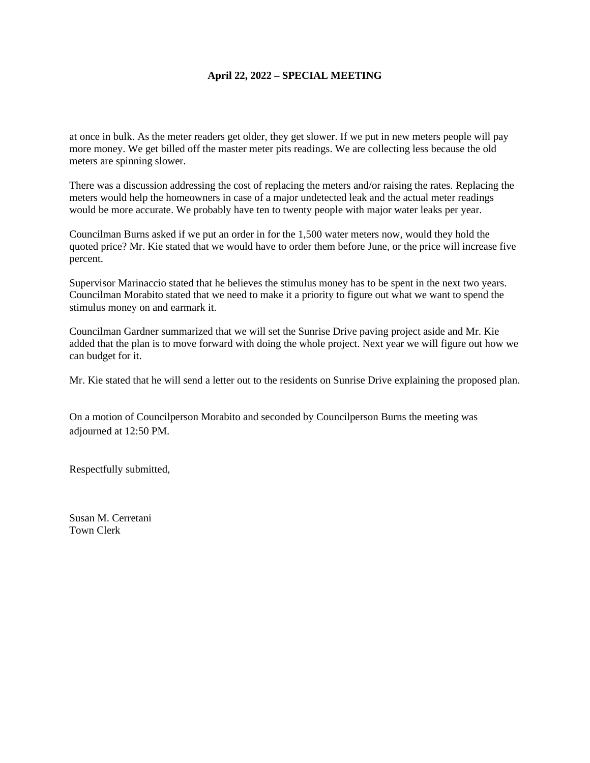at once in bulk. As the meter readers get older, they get slower. If we put in new meters people will pay more money. We get billed off the master meter pits readings. We are collecting less because the old meters are spinning slower.

There was a discussion addressing the cost of replacing the meters and/or raising the rates. Replacing the meters would help the homeowners in case of a major undetected leak and the actual meter readings would be more accurate. We probably have ten to twenty people with major water leaks per year.

Councilman Burns asked if we put an order in for the 1,500 water meters now, would they hold the quoted price? Mr. Kie stated that we would have to order them before June, or the price will increase five percent.

Supervisor Marinaccio stated that he believes the stimulus money has to be spent in the next two years. Councilman Morabito stated that we need to make it a priority to figure out what we want to spend the stimulus money on and earmark it.

Councilman Gardner summarized that we will set the Sunrise Drive paving project aside and Mr. Kie added that the plan is to move forward with doing the whole project. Next year we will figure out how we can budget for it.

Mr. Kie stated that he will send a letter out to the residents on Sunrise Drive explaining the proposed plan.

On a motion of Councilperson Morabito and seconded by Councilperson Burns the meeting was adjourned at 12:50 PM.

Respectfully submitted,

Susan M. Cerretani
Town Clerk